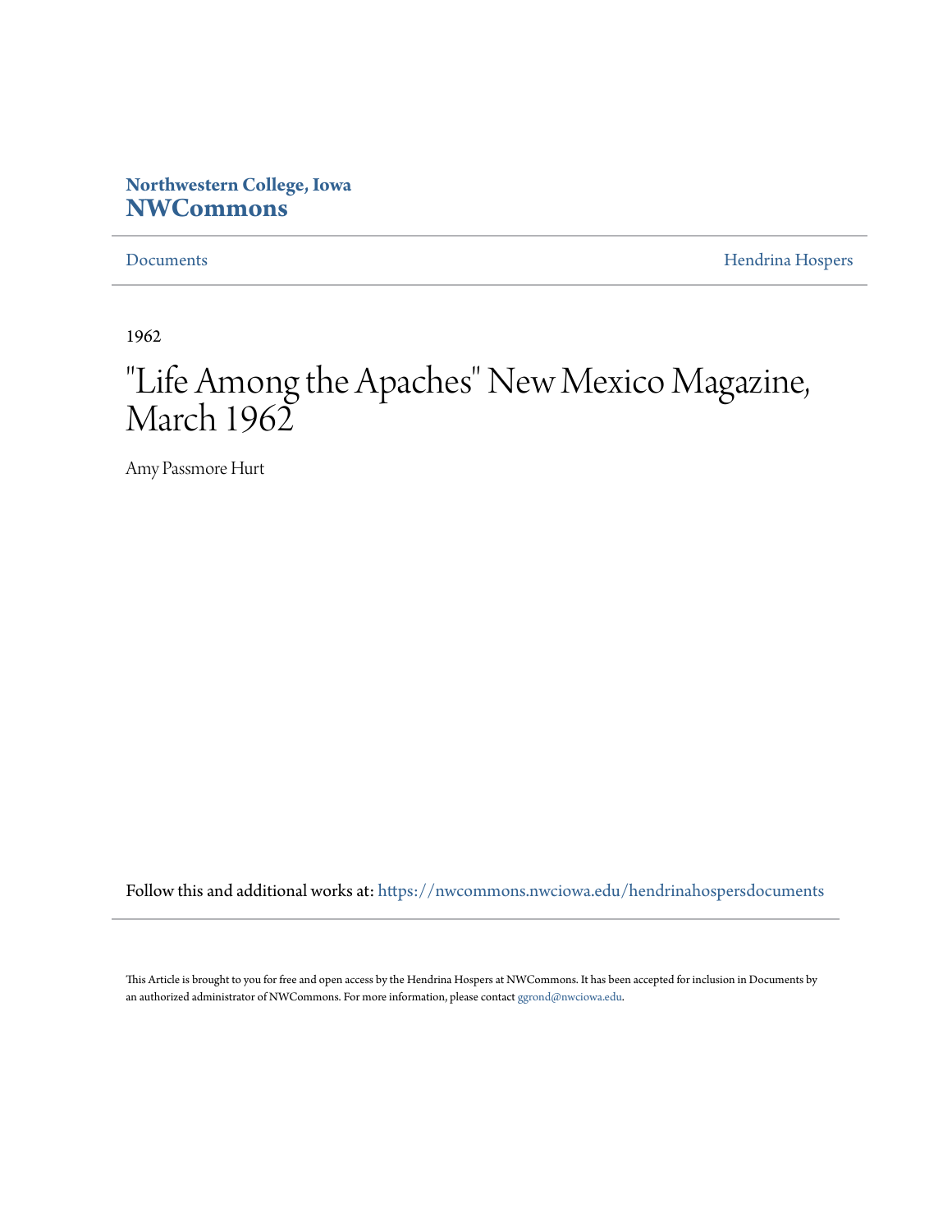**Northwestern College, Iowa**
**NWCommons**

Documents | Hendrina Hospers

1962

# "Life Among the Apaches" New Mexico Magazine, March 1962

Amy Passmore Hurt

Follow this and additional works at: https://nwcommons.nwciowa.edu/hendrinahospersdocuments

This Article is brought to you for free and open access by the Hendrina Hospers at NWCommons. It has been accepted for inclusion in Documents by an authorized administrator of NWCommons. For more information, please contact ggrond@nwciowa.edu.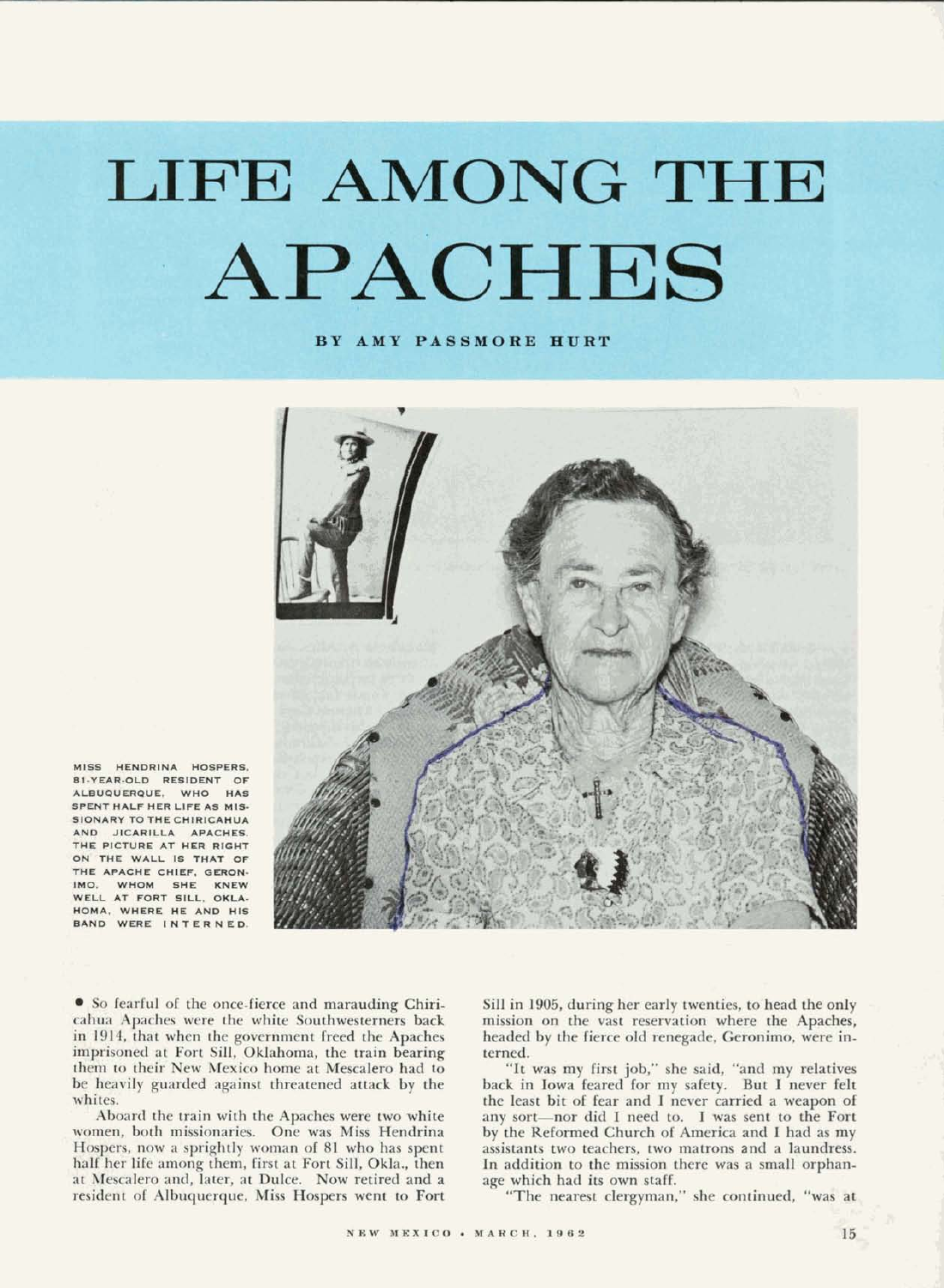# LIFE AMONG THE APACHES

BY AMY PASSMORE HURT

MISS HENDRINA HOSPERS, 81-YEAR-OLD RESIDENT OF ALBUQUERQUE, WHO HAS SPENT HALF HER LIFE AS MISSIONARY TO THE CHIRICAHUA AND JICARILLA APACHES. THE PICTURE AT HER RIGHT ON THE WALL IS THAT OF THE APACHE CHIEF, GERONIMO, WHOM SHE KNEW WELL AT FORT SILL, OKLAHOMA, WHERE HE AND HIS BAND WERE INTERNED.

• So fearful of the once-fierce and marauding Chiricahua Apaches were the white Southwesterners back in 1914, that when the government freed the Apaches imprisoned at Fort Sill, Oklahoma, the train bearing them to their New Mexico home at Mescalero had to be heavily guarded against threatened attack by the whites.

Aboard the train with the Apaches were two white women, both missionaries. One was Miss Hendrina Hospers, now a sprightly woman of 81 who has spent half her life among them, first at Fort Sill, Okla., then at Mescalero and, later, at Dulce. Now retired and a resident of Albuquerque, Miss Hospers went to Fort Sill in 1905, during her early twenties, to head the only mission on the vast reservation where the Apaches, headed by the fierce old renegade, Geronimo, were interned.

"It was my first job," she said, "and my relatives back in Iowa feared for my safety. But I never felt the least bit of fear and I never carried a weapon of any sort—nor did I need to. I was sent to the Fort by the Reformed Church of America and I had as my assistants two teachers, two matrons and a laundress. In addition to the mission there was a small orphanage which had its own staff.

"The nearest clergyman," she continued, "was at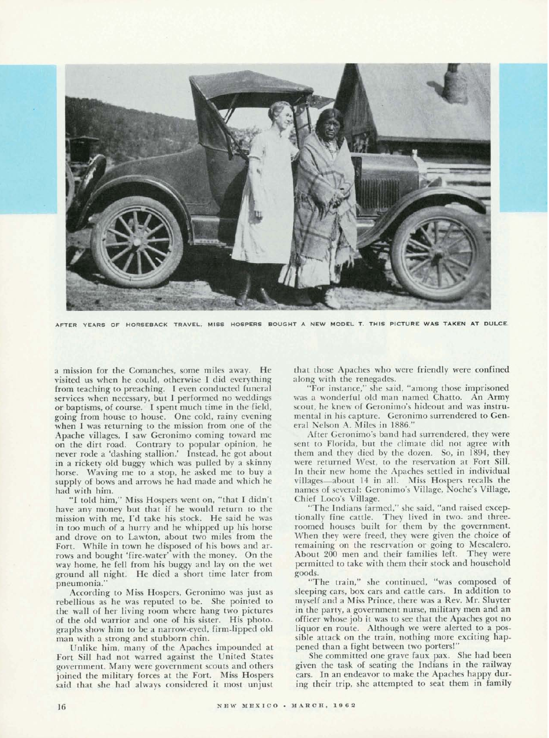AFTER YEARS OF HORSEBACK TRAVEL, MISS HOSPERS BOUGHT A NEW MODEL T. THIS PICTURE WAS TAKEN AT DULCE.

a mission for the Comanches, some miles away. He visited us when he could, otherwise I did everything from teaching to preaching. I even conducted funeral services when necessary, but I performed no weddings or baptisms, of course. I spent much time in the field, going from house to house. One cold, rainy evening when I was returning to the mission from one of the Apache villages, I saw Geronimo coming toward me on the dirt road. Contrary to popular opinion, he never rode a 'dashing stallion.' Instead, he got about in a rickety old buggy which was pulled by a skinny horse. Waving me to a stop, he asked me to buy a supply of bows and arrows he had made and which he had with him.

"I told him," Miss Hospers went on, "that I didn't have any money but that if he would return to the mission with me, I'd take his stock. He said he was in too much of a hurry and he whipped up his horse and drove on to Lawton, about two miles from the Fort. While in town he disposed of his bows and arrows and bought 'fire-water' with the money. On the way home, he fell from his buggy and lay on the wet ground all night. He died a short time later from pneumonia."

According to Miss Hospers, Geronimo was just as rebellious as he was reputed to be. She pointed to the wall of her living room where hang two pictures of the old warrior and one of his sister. His photographs show him to be a narrow-eyed, firm-lipped old man with a strong and stubborn chin.

Unlike him, many of the Apaches impounded at Fort Sill had not warred against the United States government. Many were government scouts and others joined the military forces at the Fort. Miss Hospers said that she had always considered it most unjust that those Apaches who were friendly were confined along with the renegades.

"For instance," she said, "among those imprisoned was a wonderful old man named Chatto. An Army scout, he knew of Geronimo's hideout and was instrumental in his capture. Geronimo surrendered to General Nelson A. Miles in 1886."

After Geronimo's band had surrendered, they were sent to Florida, but the climate did not agree with them and they died by the dozen. So, in 1894, they were returned West, to the reservation at Fort Sill. In their new home the Apaches settled in individual villages—about 14 in all. Miss Hospers recalls the names of several: Geronimo's Village, Noche's Village, Chief Loco's Village.

"The Indians farmed," she said, "and raised exceptionally fine cattle. They lived in two- and three-roomed houses built for them by the government. When they were freed, they were given the choice of remaining on the reservation or going to Mescalero. About 200 men and their families left. They were permitted to take with them their stock and household goods.

"The train," she continued, "was composed of sleeping cars, box cars and cattle cars. In addition to myself and a Miss Prince, there was a Rev. Mr. Sluyter in the party, a government nurse, military men and an officer whose job it was to see that the Apaches got no liquor en route. Although we were alerted to a possible attack on the train, nothing more exciting happened than a fight between two porters!"

She committed one grave faux pax. She had been given the task of seating the Indians in the railway cars. In an endeavor to make the Apaches happy during their trip, she attempted to seat them in family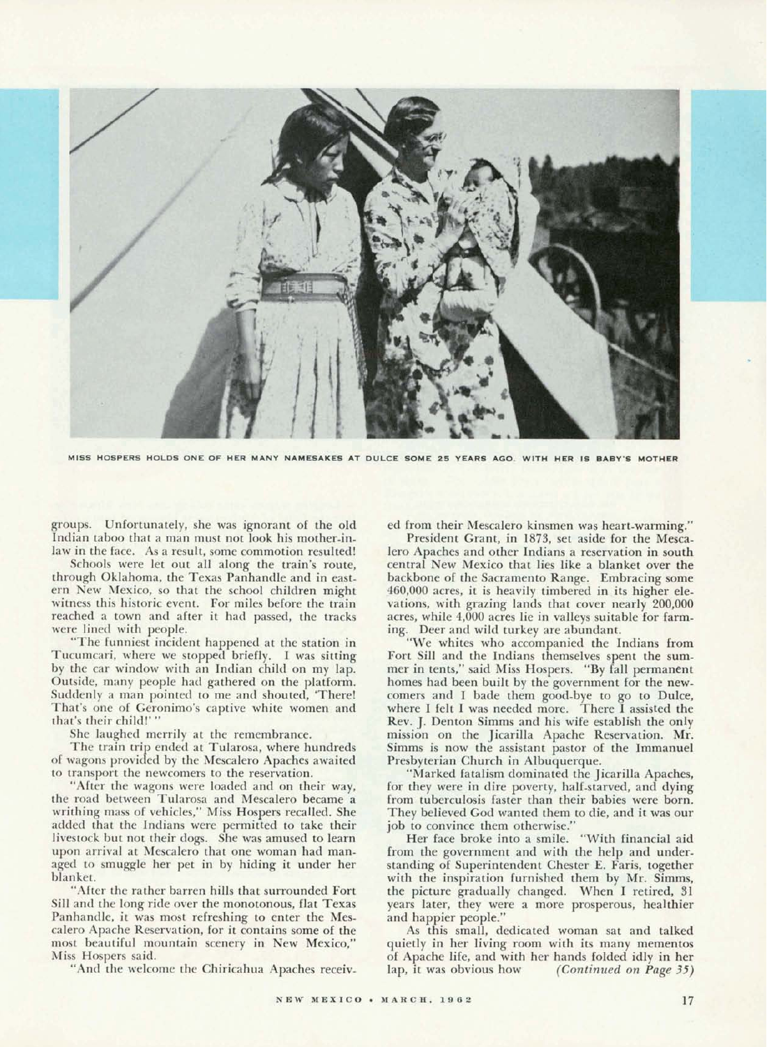MISS HOSPERS HOLDS ONE OF HER MANY NAMESAKES AT DULCE SOME 25 YEARS AGO. WITH HER IS BABY'S MOTHER

groups. Unfortunately, she was ignorant of the old Indian taboo that a man must not look his mother-in-law in the face. As a result, some commotion resulted!

Schools were let out all along the train's route, through Oklahoma, the Texas Panhandle and in eastern New Mexico, so that the school children might witness this historic event. For miles before the train reached a town and after it had passed, the tracks were lined with people.

"The funniest incident happened at the station in Tucumcari, where we stopped briefly. I was sitting by the car window with an Indian child on my lap. Outside, many people had gathered on the platform. Suddenly a man pointed to me and shouted, 'There! That's one of Geronimo's captive white women and that's their child!' "

She laughed merrily at the remembrance.

The train trip ended at Tularosa, where hundreds of wagons provided by the Mescalero Apaches awaited to transport the newcomers to the reservation.

"After the wagons were loaded and on their way, the road between Tularosa and Mescalero became a writhing mass of vehicles," Miss Hospers recalled. She added that the Indians were permitted to take their livestock but not their dogs. She was amused to learn upon arrival at Mescalero that one woman had managed to smuggle her pet in by hiding it under her blanket.

"After the rather barren hills that surrounded Fort Sill and the long ride over the monotonous, flat Texas Panhandle, it was most refreshing to enter the Mescalero Apache Reservation, for it contains some of the most beautiful mountain scenery in New Mexico," Miss Hospers said.

"And the welcome the Chiricahua Apaches received from their Mescalero kinsmen was heart-warming."

President Grant, in 1873, set aside for the Mescalero Apaches and other Indians a reservation in south central New Mexico that lies like a blanket over the backbone of the Sacramento Range. Embracing some 460,000 acres, it is heavily timbered in its higher elevations, with grazing lands that cover nearly 200,000 acres, while 4,000 acres lie in valleys suitable for farming. Deer and wild turkey are abundant.

"We whites who accompanied the Indians from Fort Sill and the Indians themselves spent the summer in tents," said Miss Hospers. "By fall permanent homes had been built by the government for the newcomers and I bade them good-bye to go to Dulce, where I felt I was needed more. There I assisted the Rev. J. Denton Simms and his wife establish the only mission on the Jicarilla Apache Reservation. Mr. Simms is now the assistant pastor of the Immanuel Presbyterian Church in Albuquerque.

"Marked fatalism dominated the Jicarilla Apaches, for they were in dire poverty, half-starved, and dying from tuberculosis faster than their babies were born. They believed God wanted them to die, and it was our job to convince them otherwise."

Her face broke into a smile. "With financial aid from the government and with the help and understanding of Superintendent Chester E. Faris, together with the inspiration furnished them by Mr. Simms, the picture gradually changed. When I retired, 31 years later, they were a more prosperous, healthier and happier people."

As this small, dedicated woman sat and talked quietly in her living room with its many mementos of Apache life, and with her hands folded idly in her lap, it was obvious how *(Continued on Page 35)*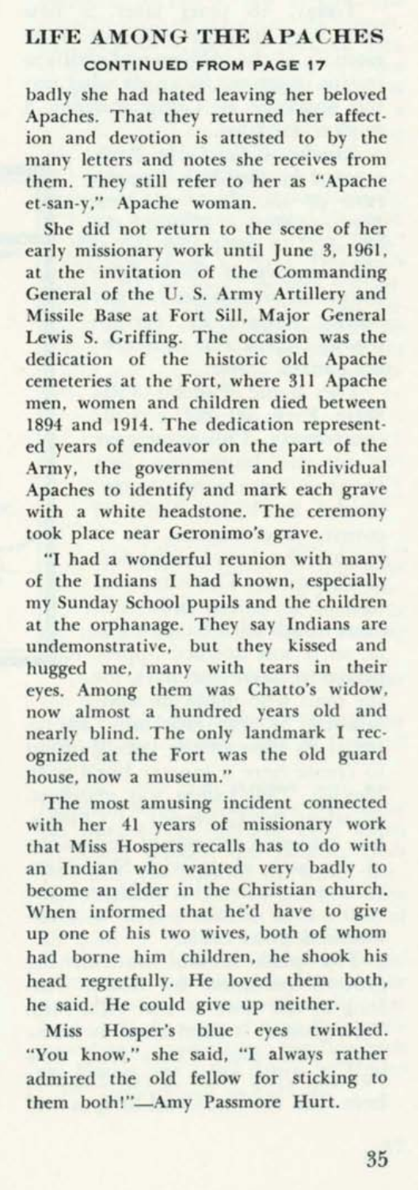## LIFE AMONG THE APACHES

CONTINUED FROM PAGE 17

badly she had hated leaving her beloved Apaches. That they returned her affection and devotion is attested to by the many letters and notes she receives from them. They still refer to her as "Apache et-san-y," Apache woman.

She did not return to the scene of her early missionary work until June 3, 1961, at the invitation of the Commanding General of the U. S. Army Artillery and Missile Base at Fort Sill, Major General Lewis S. Griffing. The occasion was the dedication of the historic old Apache cemeteries at the Fort, where 311 Apache men, women and children died between 1894 and 1914. The dedication represented years of endeavor on the part of the Army, the government and individual Apaches to identify and mark each grave with a white headstone. The ceremony took place near Geronimo's grave.

"I had a wonderful reunion with many of the Indians I had known, especially my Sunday School pupils and the children at the orphanage. They say Indians are undemonstrative, but they kissed and hugged me, many with tears in their eyes. Among them was Chatto's widow, now almost a hundred years old and nearly blind. The only landmark I recognized at the Fort was the old guard house, now a museum."

The most amusing incident connected with her 41 years of missionary work that Miss Hospers recalls has to do with an Indian who wanted very badly to become an elder in the Christian church. When informed that he'd have to give up one of his two wives, both of whom had borne him children, he shook his head regretfully. He loved them both, he said. He could give up neither.

Miss Hosper's blue eyes twinkled. "You know," she said, "I always rather admired the old fellow for sticking to them both!"—Amy Passmore Hurt.